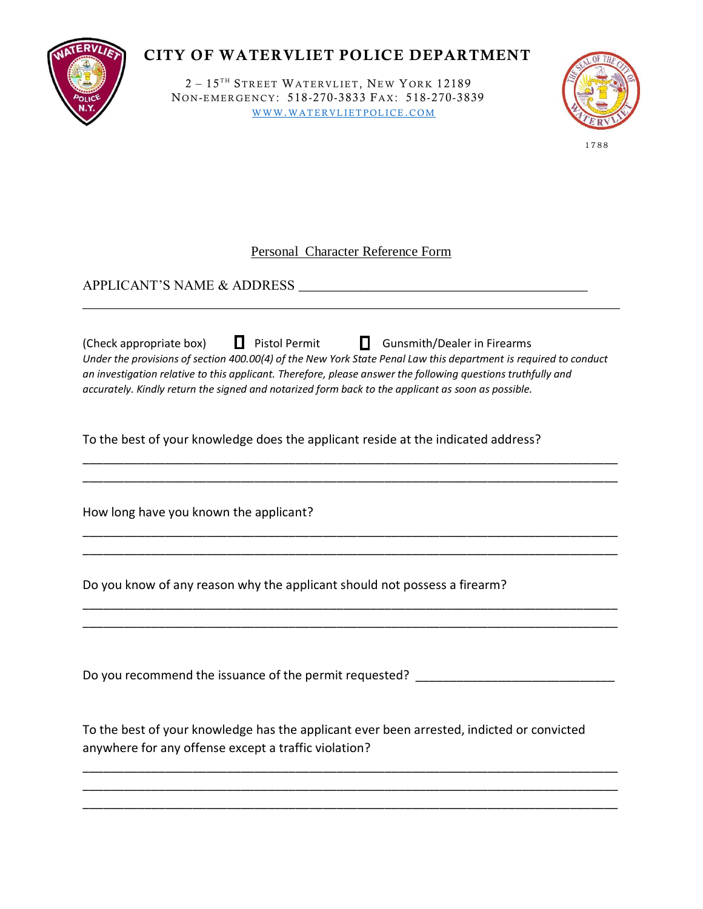# CITY OF WATERVLIET POLICE DEPARTMENT

2 – 15TH STREET WATERVLIET, NEW YORK 12189
NON-EMERGENCY: 518-270-3833 FAX: 518-270-3839
WWW.WATERVLIETPOLICE.COM

1788

## Personal Character Reference Form

APPLICANT'S NAME & ADDRESS ________________________________________

______________________________________________________________________________

(Check appropriate box) ☐ Pistol Permit ☐ Gunsmith/Dealer in Firearms

*Under the provisions of section 400.00(4) of the New York State Penal Law this department is required to conduct an investigation relative to this applicant. Therefore, please answer the following questions truthfully and accurately. Kindly return the signed and notarized form back to the applicant as soon as possible.*

To the best of your knowledge does the applicant reside at the indicated address?

______________________________________________________________________________

______________________________________________________________________________

How long have you known the applicant?

______________________________________________________________________________

______________________________________________________________________________

Do you know of any reason why the applicant should not possess a firearm?

______________________________________________________________________________

______________________________________________________________________________

Do you recommend the issuance of the permit requested? ____________________________

To the best of your knowledge has the applicant ever been arrested, indicted or convicted anywhere for any offense except a traffic violation?

______________________________________________________________________________

______________________________________________________________________________

______________________________________________________________________________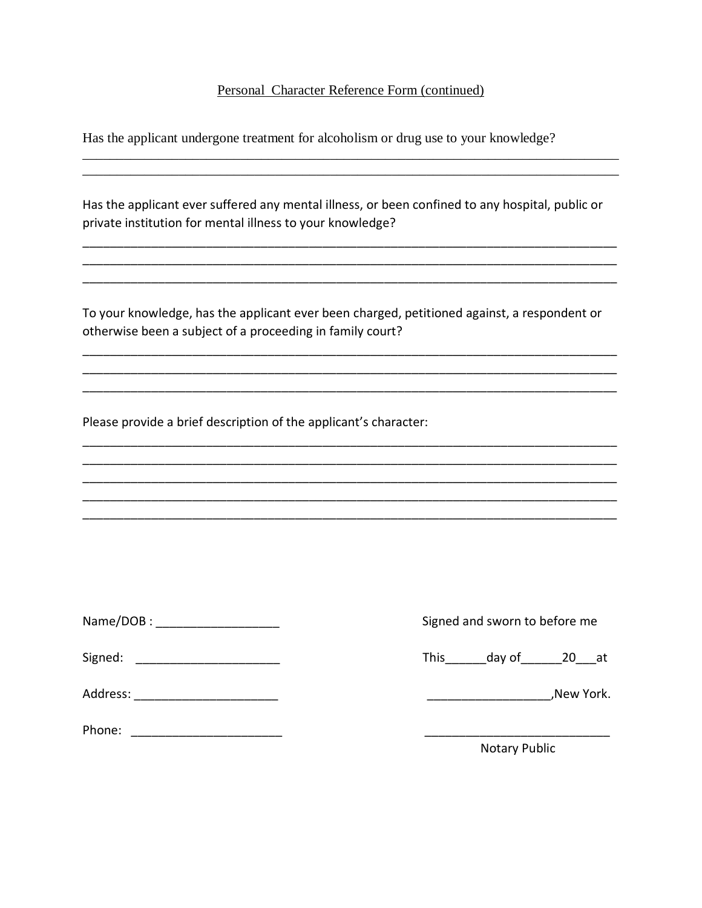Personal Character Reference Form (continued)

Has the applicant undergone treatment for alcoholism or drug use to your knowledge?

______________________________________________________________________________
______________________________________________________________________________

Has the applicant ever suffered any mental illness, or been confined to any hospital, public or private institution for mental illness to your knowledge?

______________________________________________________________________________
______________________________________________________________________________
______________________________________________________________________________

To your knowledge, has the applicant ever been charged, petitioned against, a respondent or otherwise been a subject of a proceeding in family court?

______________________________________________________________________________
______________________________________________________________________________
______________________________________________________________________________

Please provide a brief description of the applicant's character:

______________________________________________________________________________
______________________________________________________________________________
______________________________________________________________________________
______________________________________________________________________________
______________________________________________________________________________

Name/DOB : __________________

Signed: ______________________

Address: ______________________

Phone: ______________________

Signed and sworn to before me

This______day of______20___at

__________________,New York.

___________________________
Notary Public